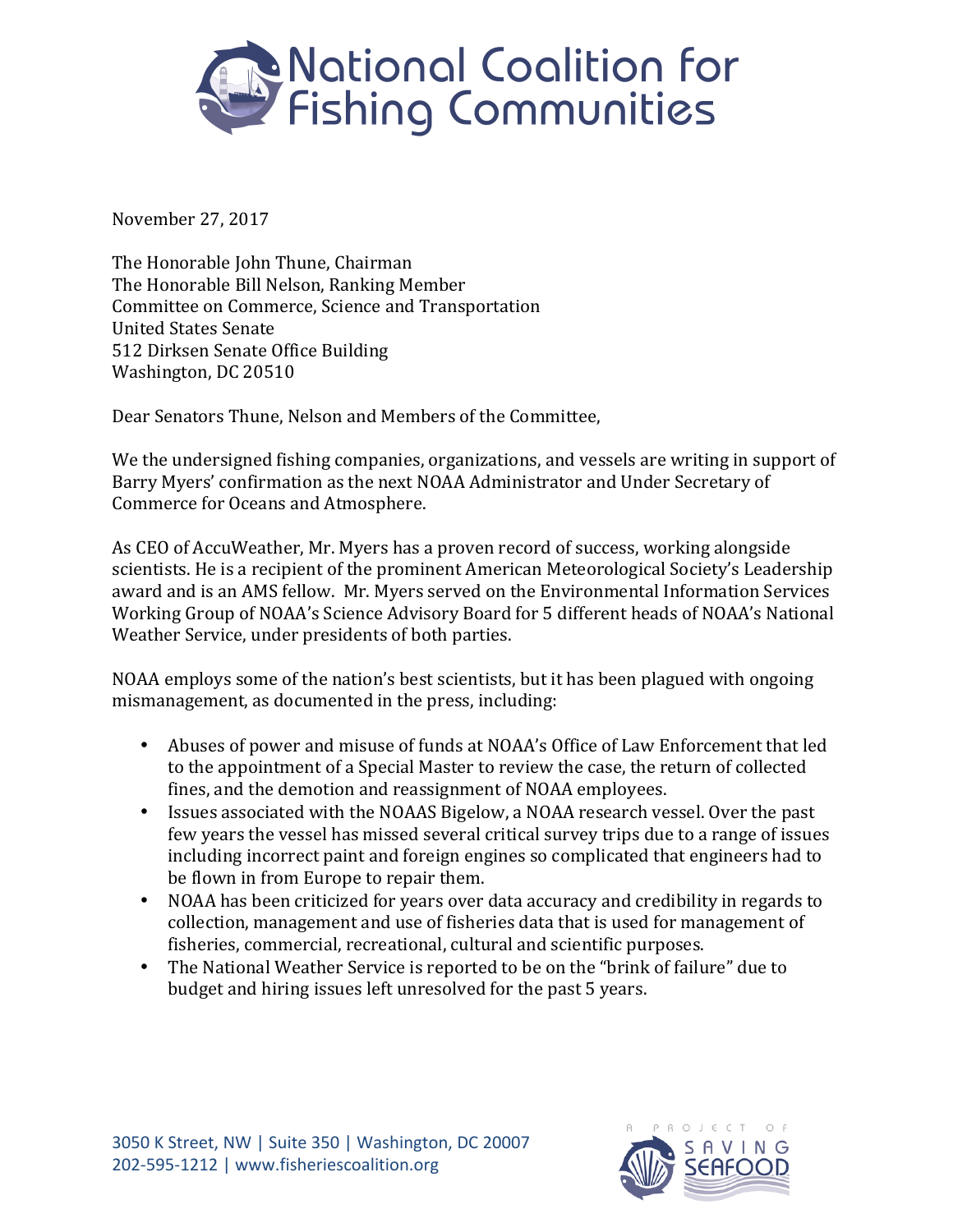# National Coalition for Fishing Communities

November 27, 2017

The Honorable John Thune, Chairman
The Honorable Bill Nelson, Ranking Member
Committee on Commerce, Science and Transportation
United States Senate
512 Dirksen Senate Office Building
Washington, DC 20510

Dear Senators Thune, Nelson and Members of the Committee,

We the undersigned fishing companies, organizations, and vessels are writing in support of Barry Myers' confirmation as the next NOAA Administrator and Under Secretary of Commerce for Oceans and Atmosphere.

As CEO of AccuWeather, Mr. Myers has a proven record of success, working alongside scientists. He is a recipient of the prominent American Meteorological Society's Leadership award and is an AMS fellow. Mr. Myers served on the Environmental Information Services Working Group of NOAA's Science Advisory Board for 5 different heads of NOAA's National Weather Service, under presidents of both parties.

NOAA employs some of the nation's best scientists, but it has been plagued with ongoing mismanagement, as documented in the press, including:

- Abuses of power and misuse of funds at NOAA's Office of Law Enforcement that led to the appointment of a Special Master to review the case, the return of collected fines, and the demotion and reassignment of NOAA employees.
- Issues associated with the NOAAS Bigelow, a NOAA research vessel. Over the past few years the vessel has missed several critical survey trips due to a range of issues including incorrect paint and foreign engines so complicated that engineers had to be flown in from Europe to repair them.
- NOAA has been criticized for years over data accuracy and credibility in regards to collection, management and use of fisheries data that is used for management of fisheries, commercial, recreational, cultural and scientific purposes.
- The National Weather Service is reported to be on the "brink of failure" due to budget and hiring issues left unresolved for the past 5 years.

3050 K Street, NW | Suite 350 | Washington, DC 20007
202-595-1212 | www.fisheriescoalition.org

A PROJECT OF SAVING SEAFOOD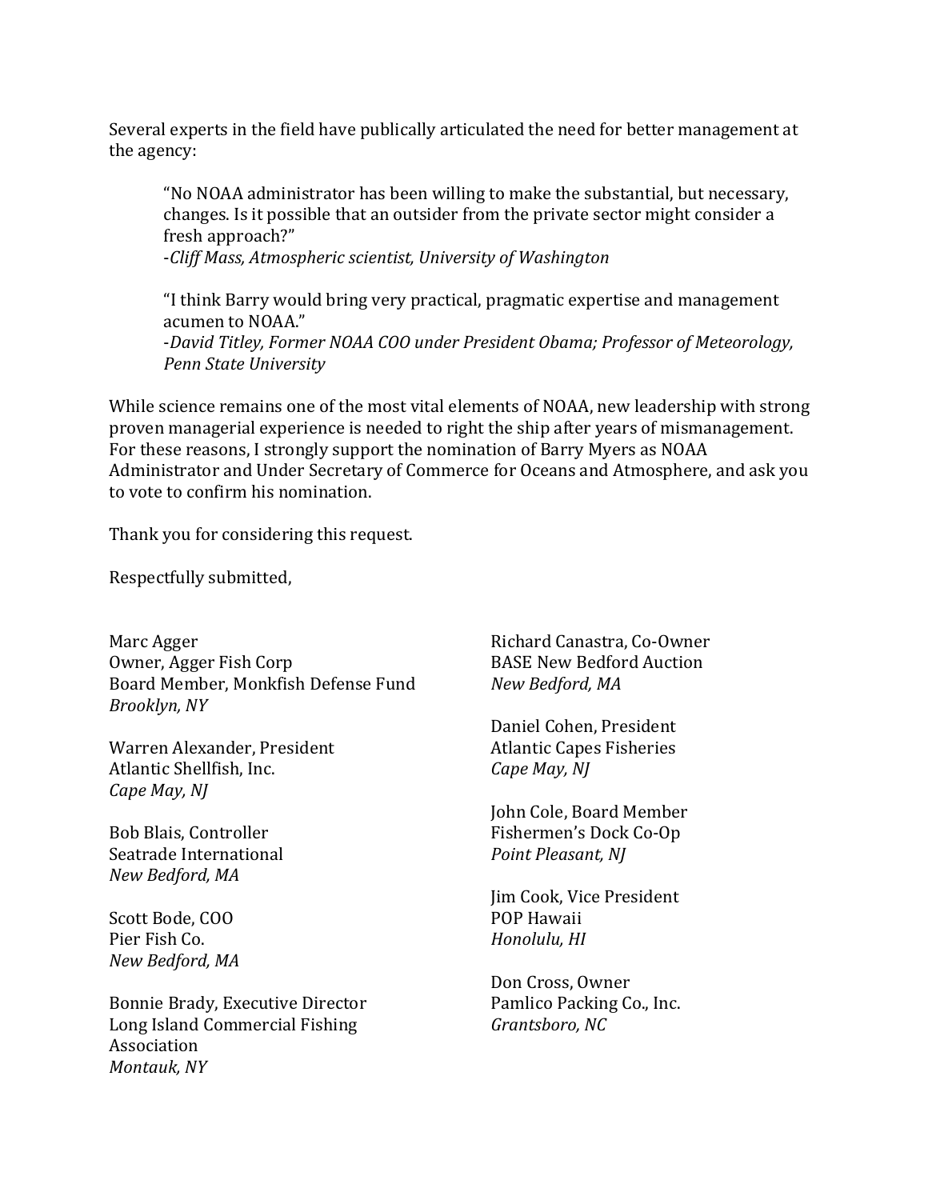Several experts in the field have publically articulated the need for better management at the agency:

> "No NOAA administrator has been willing to make the substantial, but necessary, changes. Is it possible that an outsider from the private sector might consider a fresh approach?"
> -*Cliff Mass, Atmospheric scientist, University of Washington*
>
> "I think Barry would bring very practical, pragmatic expertise and management acumen to NOAA."
> -*David Titley, Former NOAA COO under President Obama; Professor of Meteorology, Penn State University*

While science remains one of the most vital elements of NOAA, new leadership with strong proven managerial experience is needed to right the ship after years of mismanagement. For these reasons, I strongly support the nomination of Barry Myers as NOAA Administrator and Under Secretary of Commerce for Oceans and Atmosphere, and ask you to vote to confirm his nomination.

Thank you for considering this request.

Respectfully submitted,

Marc Agger
Owner, Agger Fish Corp
Board Member, Monkfish Defense Fund
*Brooklyn, NY*

Warren Alexander, President
Atlantic Shellfish, Inc.
*Cape May, NJ*

Bob Blais, Controller
Seatrade International
*New Bedford, MA*

Scott Bode, COO
Pier Fish Co.
*New Bedford, MA*

Bonnie Brady, Executive Director
Long Island Commercial Fishing Association
*Montauk, NY*

Richard Canastra, Co-Owner
BASE New Bedford Auction
*New Bedford, MA*

Daniel Cohen, President
Atlantic Capes Fisheries
*Cape May, NJ*

John Cole, Board Member
Fishermen's Dock Co-Op
*Point Pleasant, NJ*

Jim Cook, Vice President
POP Hawaii
*Honolulu, HI*

Don Cross, Owner
Pamlico Packing Co., Inc.
*Grantsboro, NC*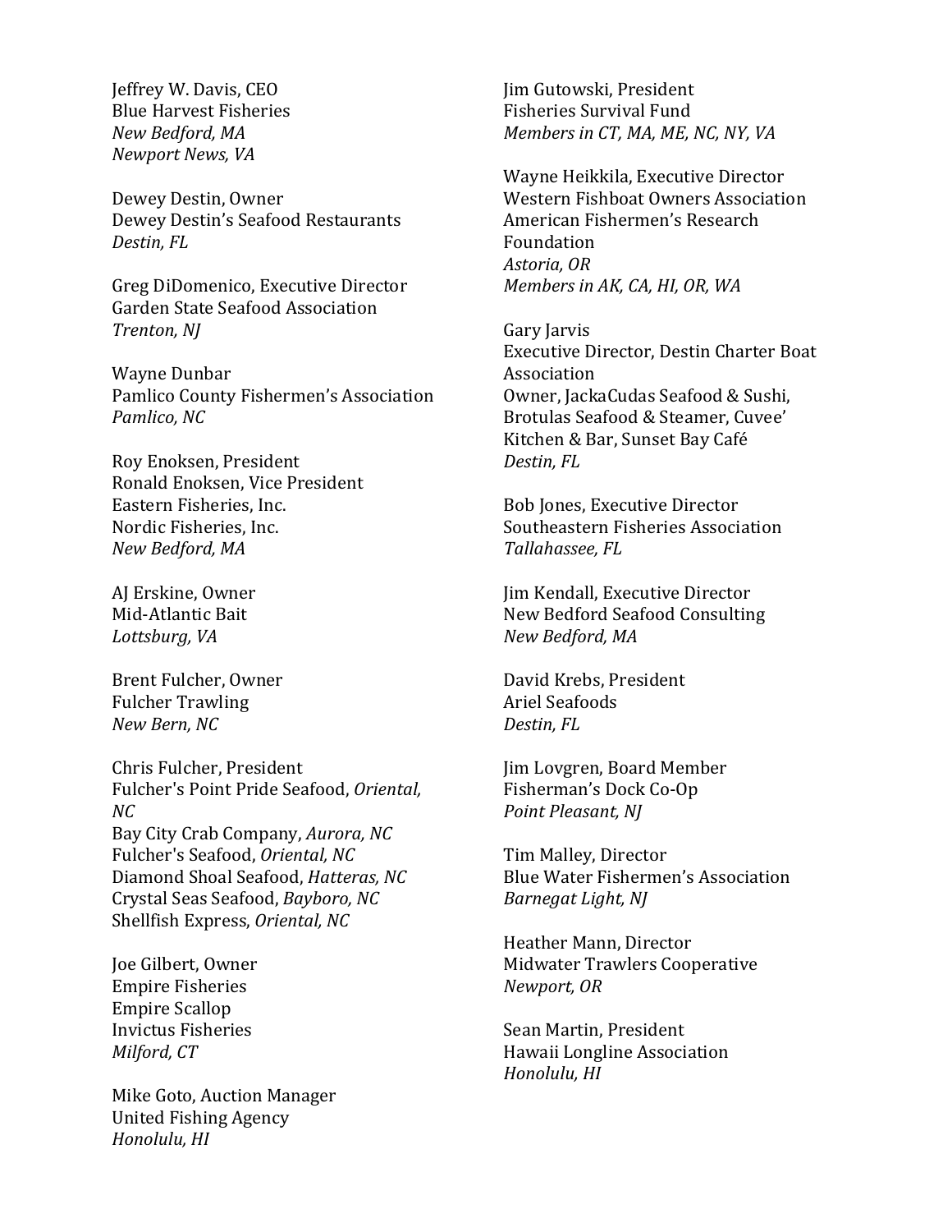Jeffrey W. Davis, CEO
Blue Harvest Fisheries
*New Bedford, MA*
*Newport News, VA*

Dewey Destin, Owner
Dewey Destin's Seafood Restaurants
*Destin, FL*

Greg DiDomenico, Executive Director
Garden State Seafood Association
*Trenton, NJ*

Wayne Dunbar
Pamlico County Fishermen's Association
*Pamlico, NC*

Roy Enoksen, President
Ronald Enoksen, Vice President
Eastern Fisheries, Inc.
Nordic Fisheries, Inc.
*New Bedford, MA*

AJ Erskine, Owner
Mid-Atlantic Bait
*Lottsburg, VA*

Brent Fulcher, Owner
Fulcher Trawling
*New Bern, NC*

Chris Fulcher, President
Fulcher's Point Pride Seafood, *Oriental, NC*
Bay City Crab Company, *Aurora, NC*
Fulcher's Seafood, *Oriental, NC*
Diamond Shoal Seafood, *Hatteras, NC*
Crystal Seas Seafood, *Bayboro, NC*
Shellfish Express, *Oriental, NC*

Joe Gilbert, Owner
Empire Fisheries
Empire Scallop
Invictus Fisheries
*Milford, CT*

Mike Goto, Auction Manager
United Fishing Agency
*Honolulu, HI*

Jim Gutowski, President
Fisheries Survival Fund
*Members in CT, MA, ME, NC, NY, VA*

Wayne Heikkila, Executive Director
Western Fishboat Owners Association
American Fishermen's Research Foundation
*Astoria, OR*
*Members in AK, CA, HI, OR, WA*

Gary Jarvis
Executive Director, Destin Charter Boat Association
Owner, JackaCudas Seafood & Sushi, Brotulas Seafood & Steamer, Cuvee' Kitchen & Bar, Sunset Bay Café
*Destin, FL*

Bob Jones, Executive Director
Southeastern Fisheries Association
*Tallahassee, FL*

Jim Kendall, Executive Director
New Bedford Seafood Consulting
*New Bedford, MA*

David Krebs, President
Ariel Seafoods
*Destin, FL*

Jim Lovgren, Board Member
Fisherman's Dock Co-Op
*Point Pleasant, NJ*

Tim Malley, Director
Blue Water Fishermen's Association
*Barnegat Light, NJ*

Heather Mann, Director
Midwater Trawlers Cooperative
*Newport, OR*

Sean Martin, President
Hawaii Longline Association
*Honolulu, HI*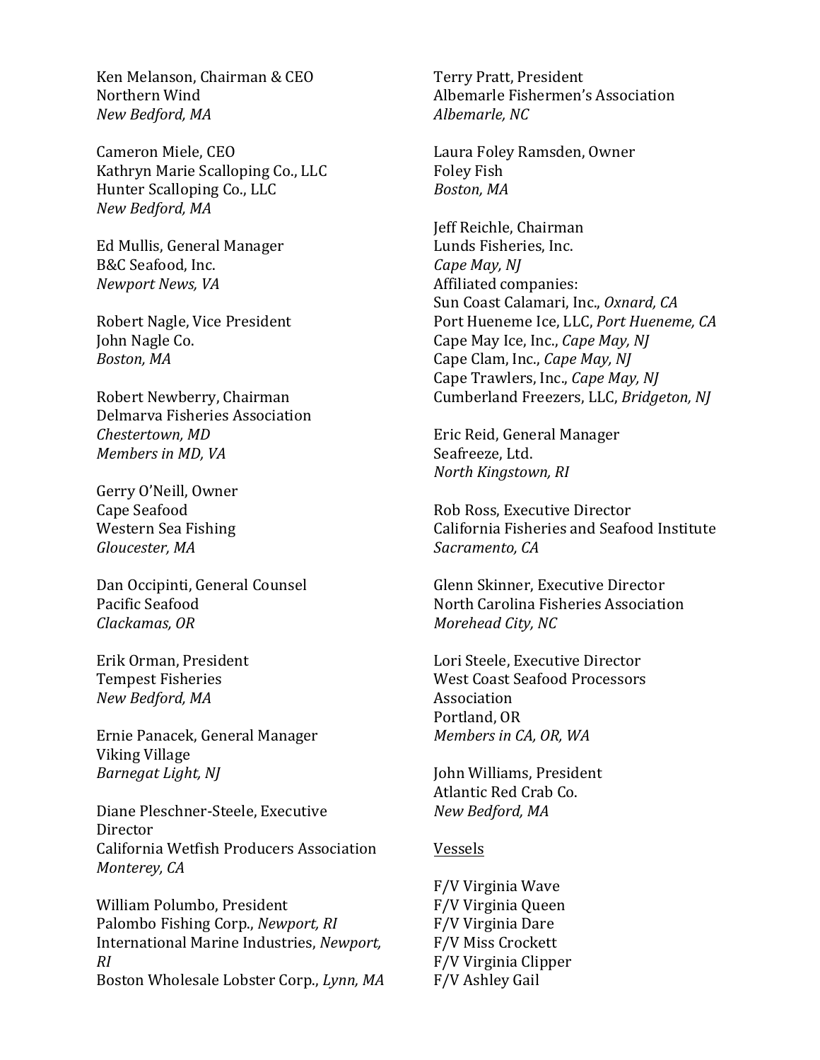Ken Melanson, Chairman & CEO
Northern Wind
*New Bedford, MA*

Cameron Miele, CEO
Kathryn Marie Scalloping Co., LLC
Hunter Scalloping Co., LLC
*New Bedford, MA*

Ed Mullis, General Manager
B&C Seafood, Inc.
*Newport News, VA*

Robert Nagle, Vice President
John Nagle Co.
*Boston, MA*

Robert Newberry, Chairman
Delmarva Fisheries Association
*Chestertown, MD*
*Members in MD, VA*

Gerry O'Neill, Owner
Cape Seafood
Western Sea Fishing
*Gloucester, MA*

Dan Occipinti, General Counsel
Pacific Seafood
*Clackamas, OR*

Erik Orman, President
Tempest Fisheries
*New Bedford, MA*

Ernie Panacek, General Manager
Viking Village
*Barnegat Light, NJ*

Diane Pleschner-Steele, Executive Director
California Wetfish Producers Association
*Monterey, CA*

William Polumbo, President
Palombo Fishing Corp., *Newport, RI*
International Marine Industries, *Newport, RI*
Boston Wholesale Lobster Corp., *Lynn, MA*

Terry Pratt, President
Albemarle Fishermen's Association
*Albemarle, NC*

Laura Foley Ramsden, Owner
Foley Fish
*Boston, MA*

Jeff Reichle, Chairman
Lunds Fisheries, Inc.
*Cape May, NJ*
Affiliated companies:
Sun Coast Calamari, Inc., *Oxnard, CA*
Port Hueneme Ice, LLC, *Port Hueneme, CA*
Cape May Ice, Inc., *Cape May, NJ*
Cape Clam, Inc., *Cape May, NJ*
Cape Trawlers, Inc., *Cape May, NJ*
Cumberland Freezers, LLC, *Bridgeton, NJ*

Eric Reid, General Manager
Seafreeze, Ltd.
*North Kingstown, RI*

Rob Ross, Executive Director
California Fisheries and Seafood Institute
*Sacramento, CA*

Glenn Skinner, Executive Director
North Carolina Fisheries Association
*Morehead City, NC*

Lori Steele, Executive Director
West Coast Seafood Processors Association
Portland, OR
*Members in CA, OR, WA*

John Williams, President
Atlantic Red Crab Co.
*New Bedford, MA*

Vessels

F/V Virginia Wave
F/V Virginia Queen
F/V Virginia Dare
F/V Miss Crockett
F/V Virginia Clipper
F/V Ashley Gail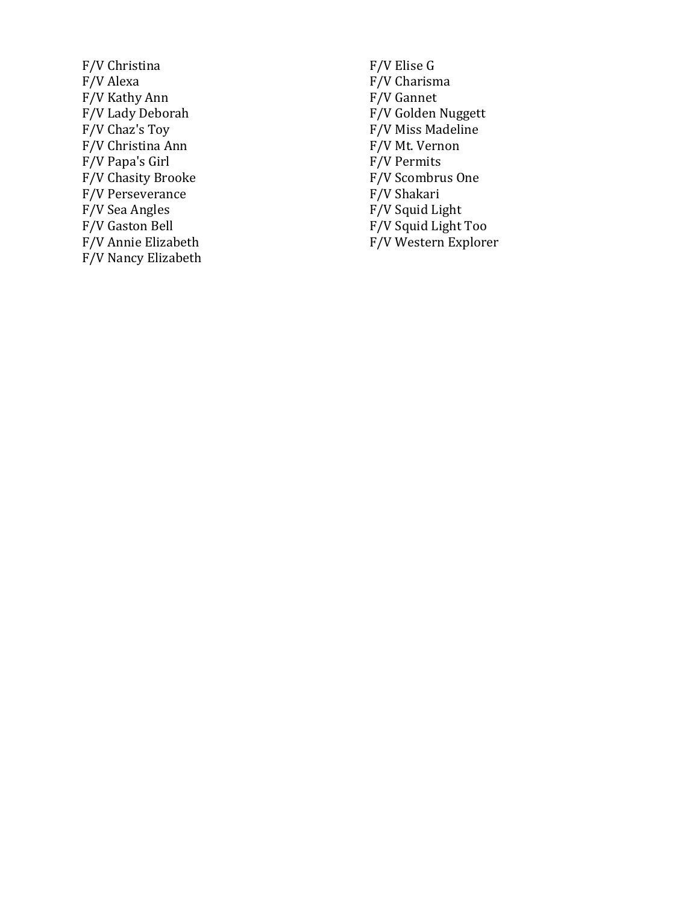F/V Christina
F/V Alexa
F/V Kathy Ann
F/V Lady Deborah
F/V Chaz's Toy
F/V Christina Ann
F/V Papa's Girl
F/V Chasity Brooke
F/V Perseverance
F/V Sea Angles
F/V Gaston Bell
F/V Annie Elizabeth
F/V Nancy Elizabeth
F/V Elise G
F/V Charisma
F/V Gannet
F/V Golden Nuggett
F/V Miss Madeline
F/V Mt. Vernon
F/V Permits
F/V Scombrus One
F/V Shakari
F/V Squid Light
F/V Squid Light Too
F/V Western Explorer